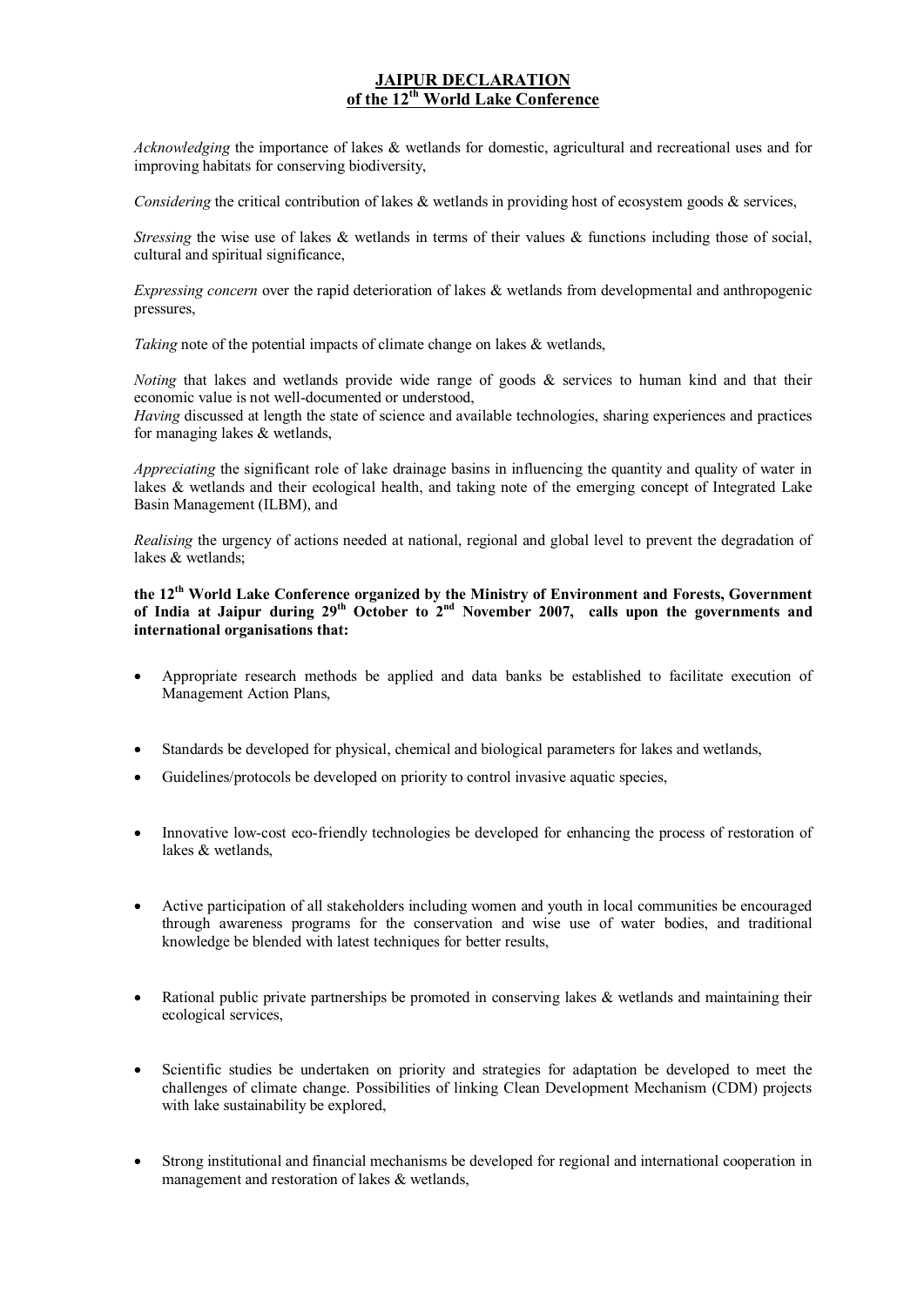# JAIPUR DECLARATION
## of the 12th World Lake Conference

*Acknowledging* the importance of lakes & wetlands for domestic, agricultural and recreational uses and for improving habitats for conserving biodiversity,

*Considering* the critical contribution of lakes & wetlands in providing host of ecosystem goods & services,

*Stressing* the wise use of lakes & wetlands in terms of their values & functions including those of social, cultural and spiritual significance,

*Expressing concern* over the rapid deterioration of lakes & wetlands from developmental and anthropogenic pressures,

*Taking* note of the potential impacts of climate change on lakes & wetlands,

*Noting* that lakes and wetlands provide wide range of goods & services to human kind and that their economic value is not well-documented or understood,

*Having* discussed at length the state of science and available technologies, sharing experiences and practices for managing lakes & wetlands,

*Appreciating* the significant role of lake drainage basins in influencing the quantity and quality of water in lakes & wetlands and their ecological health, and taking note of the emerging concept of Integrated Lake Basin Management (ILBM), and

*Realising* the urgency of actions needed at national, regional and global level to prevent the degradation of lakes & wetlands;

**the 12th World Lake Conference organized by the Ministry of Environment and Forests, Government of India at Jaipur during 29th October to 2nd November 2007, calls upon the governments and international organisations that:**

- Appropriate research methods be applied and data banks be established to facilitate execution of Management Action Plans,
- Standards be developed for physical, chemical and biological parameters for lakes and wetlands,
- Guidelines/protocols be developed on priority to control invasive aquatic species,
- Innovative low-cost eco-friendly technologies be developed for enhancing the process of restoration of lakes & wetlands,
- Active participation of all stakeholders including women and youth in local communities be encouraged through awareness programs for the conservation and wise use of water bodies, and traditional knowledge be blended with latest techniques for better results,
- Rational public private partnerships be promoted in conserving lakes & wetlands and maintaining their ecological services,
- Scientific studies be undertaken on priority and strategies for adaptation be developed to meet the challenges of climate change. Possibilities of linking Clean Development Mechanism (CDM) projects with lake sustainability be explored,
- Strong institutional and financial mechanisms be developed for regional and international cooperation in management and restoration of lakes & wetlands,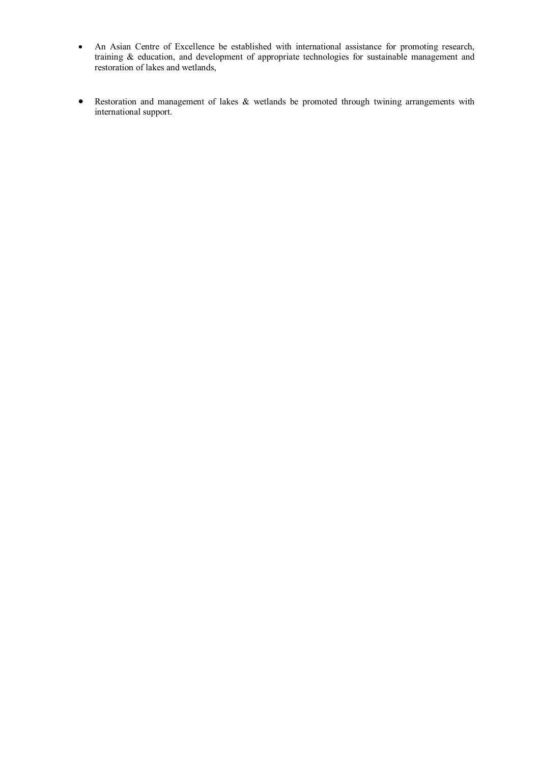- An Asian Centre of Excellence be established with international assistance for promoting research, training & education, and development of appropriate technologies for sustainable management and restoration of lakes and wetlands,

- Restoration and management of lakes & wetlands be promoted through twining arrangements with international support.